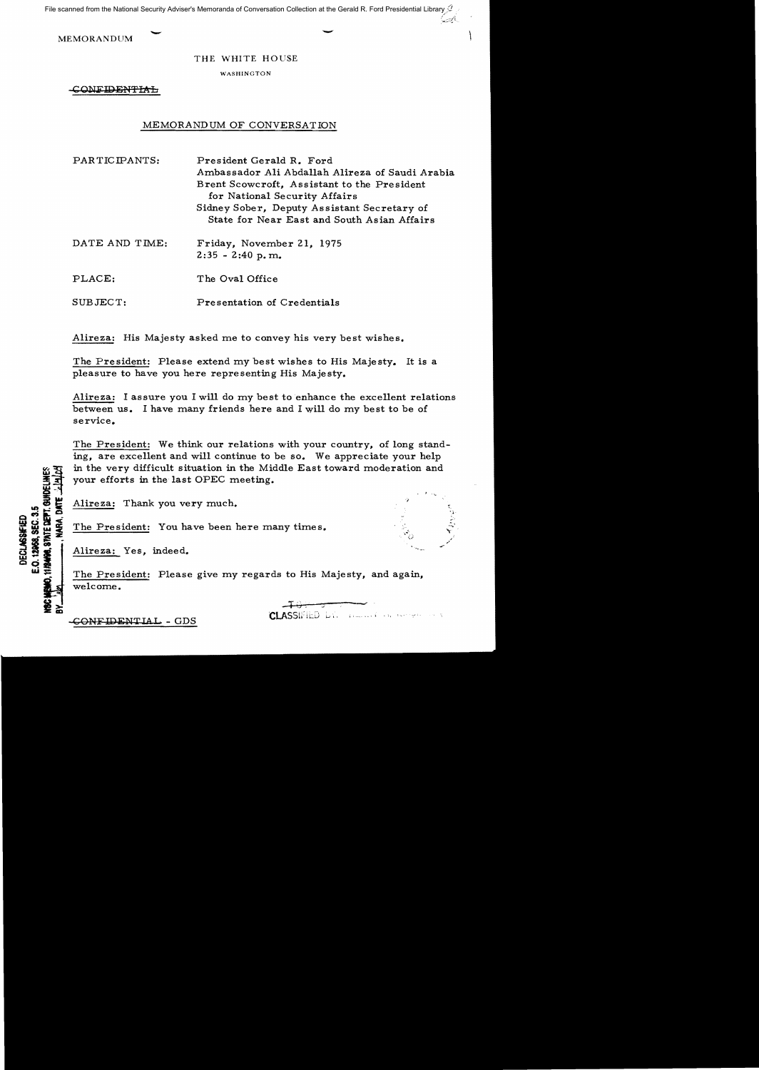MEMORANDUM

THE WHITE HOUSE

WASHINGTON

~~CONFIDENTIAL~~

MEMORANDUM OF CONVERSATION

PARTICIPANTS: President Gerald R. Ford
Ambassador Ali Abdallah Alireza of Saudi Arabia
Brent Scowcroft, Assistant to the President for National Security Affairs
Sidney Sober, Deputy Assistant Secretary of State for Near East and South Asian Affairs

DATE AND TIME: Friday, November 21, 1975
2:35 - 2:40 p.m.

PLACE: The Oval Office

SUBJECT: Presentation of Credentials

Alireza: His Majesty asked me to convey his very best wishes.

The President: Please extend my best wishes to His Majesty. It is a pleasure to have you here representing His Majesty.

Alireza: I assure you I will do my best to enhance the excellent relations between us. I have many friends here and I will do my best to be of service.

The President: We think our relations with your country, of long standing, are excellent and will continue to be so. We appreciate your help in the very difficult situation in the Middle East toward moderation and your efforts in the last OPEC meeting.

Alireza: Thank you very much.

The President: You have been here many times.

Alireza: Yes, indeed.

The President: Please give my regards to His Majesty, and again, welcome.

~~CONFIDENTIAL~~ - GDS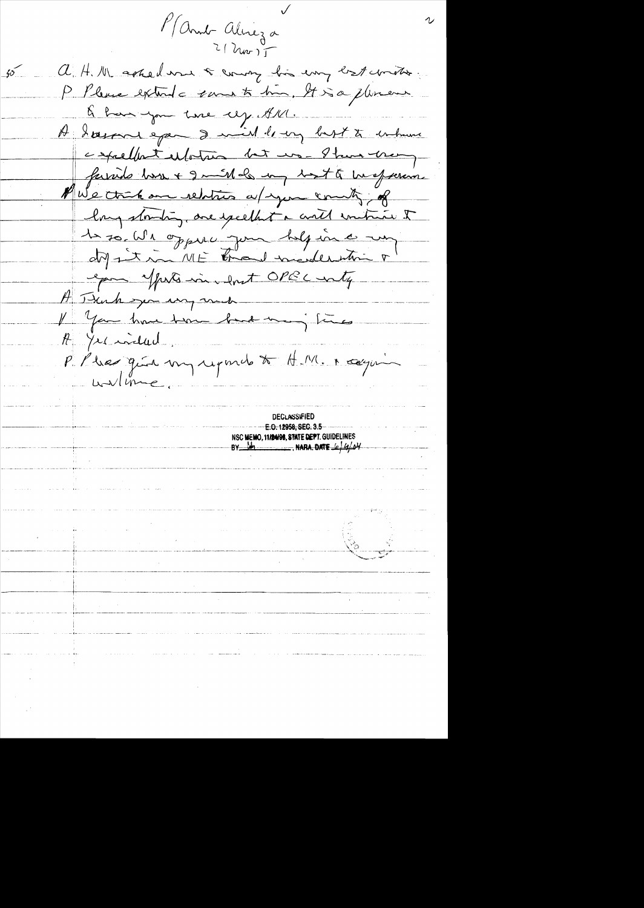P/Amb Alireza
21 Nov 75

A. H.M. asked me to convey his very best wishes.

P. Please extend same to him. It is a pleasure to have you here.

A. Prince Saud I will do my best to continue excellent relations but as I have many friends here & I will do my best to be of service.

P. We think our relations w/ your country of long standing are excellent & will continue to be so. We appreciate your help in so many diff ways in ME and moderation & your efforts in that OPEC mtg.

A. Thank you very much.

P. You have been here many times.

A. Yes indeed.

P. Please give my regards to H.M. & again welcome.

DECLASSIFIED
E.O. 12958, SEC. 3.5
NSC MEMO, 11/24/98, STATE DEPT. GUIDELINES
BY ___, NARA, DATE 6/4/04